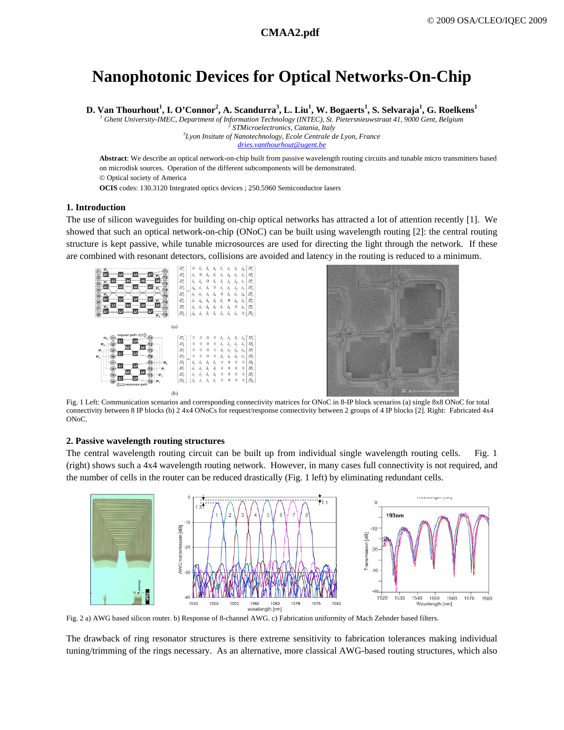CMAA2.pdf

# Nanophotonic Devices for Optical Networks-On-Chip

**D. Van Thourhout[1], I. O'Connor[2], A. Scandurra[3], L. Liu[1], W. Bogaerts[1], S. Selvaraja[1], G. Roelkens[1]**

*[1] Ghent University-IMEC, Department of Information Technology (INTEC), St. Pietersnieuwstraat 41, 9000 Gent, Belgium*
*[2] STMicroelectronics, Catania, Italy*
*[3]Lyon Insitute of Nanotechnology, Ecole Centrale de Lyon, France*
*dries.vanthourhout@ugent.be*

**Abstract**: We describe an optical network-on-chip built from passive wavelength routing circuits and tunable micro transmitters based on microdisk sources. Operation of the different subcomponents will be demonstrated.
© Optical society of America
**OCIS** codes: 130.3120 Integrated optics devices ; 250.5960 Semiconductor lasers

## 1. Introduction

The use of silicon waveguides for building on-chip optical networks has attracted a lot of attention recently [1]. We showed that such an optical network-on-chip (ONoC) can be built using wavelength routing [2]: the central routing structure is kept passive, while tunable microsources are used for directing the light through the network. If these are combined with resonant detectors, collisions are avoided and latency in the routing is reduced to a minimum.

Fig. 1 Left: Communication scenarios and corresponding connectivity matrices for ONoC in 8-IP block scenarios (a) single 8x8 ONoC for total connectivity between 8 IP blocks (b) 2 4x4 ONoCs for request/response connectivity between 2 groups of 4 IP blocks [2]. Right: Fabricated 4x4 ONoC.

## 2. Passive wavelength routing structures

The central wavelength routing circuit can be built up from individual single wavelength routing cells. Fig. 1 (right) shows such a 4x4 wavelength routing network. However, in many cases full connectivity is not required, and the number of cells in the router can be reduced drastically (Fig. 1 left) by eliminating redundant cells.

Fig. 2 a) AWG based silicon router. b) Response of 8-channel AWG. c) Fabrication uniformity of Mach Zehnder based filters.

The drawback of ring resonator structures is there extreme sensitivity to fabrication tolerances making individual tuning/trimming of the rings necessary. As an alternative, more classical AWG-based routing structures, which also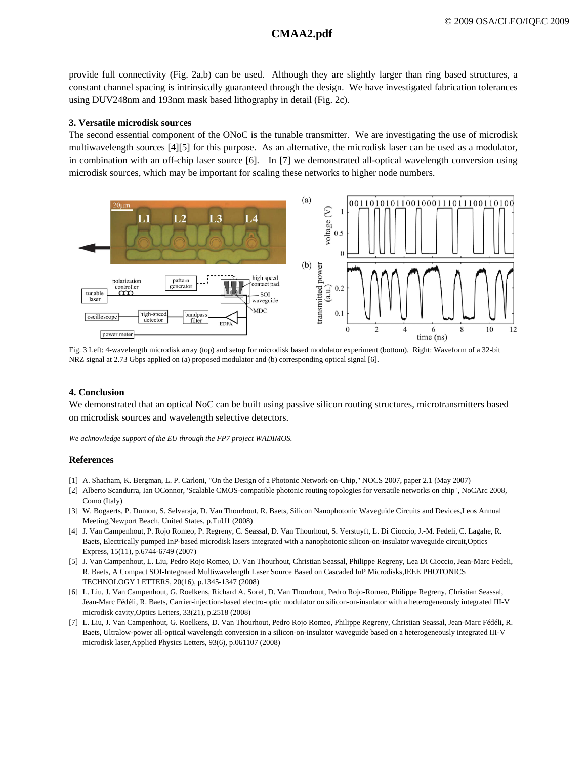provide full connectivity (Fig. 2a,b) can be used. Although they are slightly larger than ring based structures, a constant channel spacing is intrinsically guaranteed through the design. We have investigated fabrication tolerances using DUV248nm and 193nm mask based lithography in detail (Fig. 2c).

### 3. Versatile microdisk sources

The second essential component of the ONoC is the tunable transmitter. We are investigating the use of microdisk multiwavelength sources [4][5] for this purpose. As an alternative, the microdisk laser can be used as a modulator, in combination with an off-chip laser source [6]. In [7] we demonstrated all-optical wavelength conversion using microdisk sources, which may be important for scaling these networks to higher node numbers.

20μm
L1 L2 L3 L4

polarization controller
pattern generator
high speed contact pad
tunable laser
SOI waveguide
MDC
oscilloscope
high-speed detector
bandpass filter
EDFA
power meter

(a)
00110101011001000111011100110100
voltage (V)
1
0.5
0

(b)
transmitted power (a.u.)
0.2
0.1
0 2 4 6 8 10 12
time (ns)

Fig. 3 Left: 4-wavelength microdisk array (top) and setup for microdisk based modulator experiment (bottom). Right: Waveform of a 32-bit NRZ signal at 2.73 Gbps applied on (a) proposed modulator and (b) corresponding optical signal [6].

### 4. Conclusion

We demonstrated that an optical NoC can be built using passive silicon routing structures, microtransmitters based on microdisk sources and wavelength selective detectors.

*We acknowledge support of the EU through the FP7 project WADIMOS.*

### References

[1] A. Shacham, K. Bergman, L. P. Carloni, "On the Design of a Photonic Network-on-Chip," NOCS 2007, paper 2.1 (May 2007)

[2] Alberto Scandurra, Ian OConnor, 'Scalable CMOS-compatible photonic routing topologies for versatile networks on chip ', NoCArc 2008, Como (Italy)

[3] W. Bogaerts, P. Dumon, S. Selvaraja, D. Van Thourhout, R. Baets, Silicon Nanophotonic Waveguide Circuits and Devices,Leos Annual Meeting,Newport Beach, United States, p.TuU1 (2008)

[4] J. Van Campenhout, P. Rojo Romeo, P. Regreny, C. Seassal, D. Van Thourhout, S. Verstuyft, L. Di Cioccio, J.-M. Fedeli, C. Lagahe, R. Baets, Electrically pumped InP-based microdisk lasers integrated with a nanophotonic silicon-on-insulator waveguide circuit,Optics Express, 15(11), p.6744-6749 (2007)

[5] J. Van Campenhout, L. Liu, Pedro Rojo Romeo, D. Van Thourhout, Christian Seassal, Philippe Regreny, Lea Di Cioccio, Jean-Marc Fedeli, R. Baets, A Compact SOI-Integrated Multiwavelength Laser Source Based on Cascaded InP Microdisks,IEEE PHOTONICS TECHNOLOGY LETTERS, 20(16), p.1345-1347 (2008)

[6] L. Liu, J. Van Campenhout, G. Roelkens, Richard A. Soref, D. Van Thourhout, Pedro Rojo-Romeo, Philippe Regreny, Christian Seassal, Jean-Marc Fédéli, R. Baets, Carrier-injection-based electro-optic modulator on silicon-on-insulator with a heterogeneously integrated III-V microdisk cavity,Optics Letters, 33(21), p.2518 (2008)

[7] L. Liu, J. Van Campenhout, G. Roelkens, D. Van Thourhout, Pedro Rojo Romeo, Philippe Regreny, Christian Seassal, Jean-Marc Fédéli, R. Baets, Ultralow-power all-optical wavelength conversion in a silicon-on-insulator waveguide based on a heterogeneously integrated III-V microdisk laser,Applied Physics Letters, 93(6), p.061107 (2008)